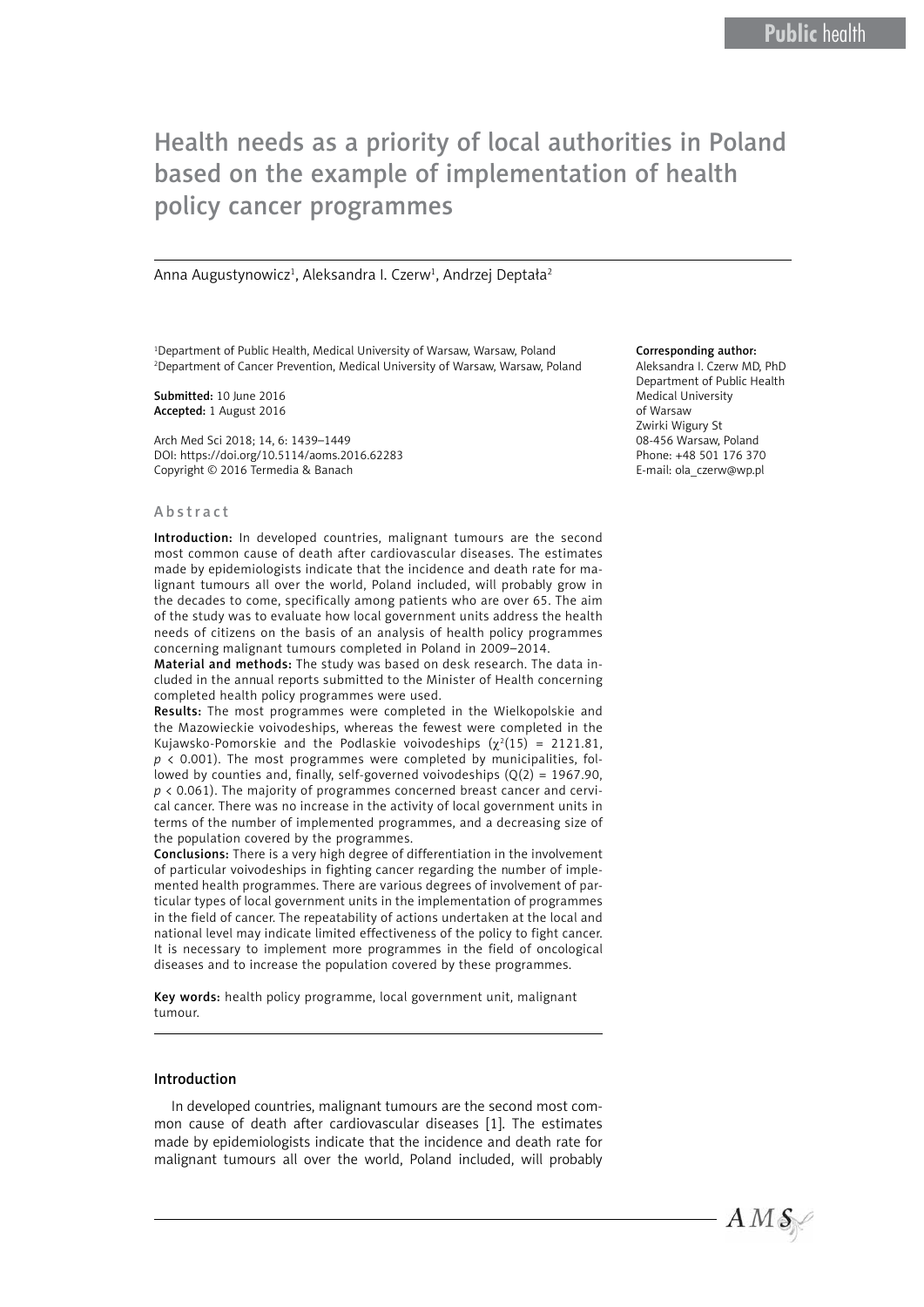# Health needs as a priority of local authorities in Poland based on the example of implementation of health policy cancer programmes

Anna Augustynowicz[1], Aleksandra I. Czerw[1], Andrzej Deptała[2]

[1]Department of Public Health, Medical University of Warsaw, Warsaw, Poland
[2]Department of Cancer Prevention, Medical University of Warsaw, Warsaw, Poland

**Submitted:** 10 June 2016
**Accepted:** 1 August 2016

Arch Med Sci 2018; 14, 6: 1439–1449
DOI: https://doi.org/10.5114/aoms.2016.62283
Copyright © 2016 Termedia & Banach

**Corresponding author:**
Aleksandra I. Czerw MD, PhD
Department of Public Health
Medical University
of Warsaw
Zwirki Wigury St
08-456 Warsaw, Poland
Phone: +48 501 176 370
E-mail: ola_czerw@wp.pl

## Abstract

**Introduction:** In developed countries, malignant tumours are the second most common cause of death after cardiovascular diseases. The estimates made by epidemiologists indicate that the incidence and death rate for malignant tumours all over the world, Poland included, will probably grow in the decades to come, specifically among patients who are over 65. The aim of the study was to evaluate how local government units address the health needs of citizens on the basis of an analysis of health policy programmes concerning malignant tumours completed in Poland in 2009–2014.

**Material and methods:** The study was based on desk research. The data included in the annual reports submitted to the Minister of Health concerning completed health policy programmes were used.

**Results:** The most programmes were completed in the Wielkopolskie and the Mazowieckie voivodeships, whereas the fewest were completed in the Kujawsko-Pomorskie and the Podlaskie voivodeships ($\chi^2(15) = 2121.81$, $p < 0.001$). The most programmes were completed by municipalities, followed by counties and, finally, self-governed voivodeships ($Q(2) = 1967.90$, $p < 0.061$). The majority of programmes concerned breast cancer and cervical cancer. There was no increase in the activity of local government units in terms of the number of implemented programmes, and a decreasing size of the population covered by the programmes.

**Conclusions:** There is a very high degree of differentiation in the involvement of particular voivodeships in fighting cancer regarding the number of implemented health programmes. There are various degrees of involvement of particular types of local government units in the implementation of programmes in the field of cancer. The repeatability of actions undertaken at the local and national level may indicate limited effectiveness of the policy to fight cancer. It is necessary to implement more programmes in the field of oncological diseases and to increase the population covered by these programmes.

**Key words:** health policy programme, local government unit, malignant tumour.

## Introduction

In developed countries, malignant tumours are the second most common cause of death after cardiovascular diseases [1]. The estimates made by epidemiologists indicate that the incidence and death rate for malignant tumours all over the world, Poland included, will probably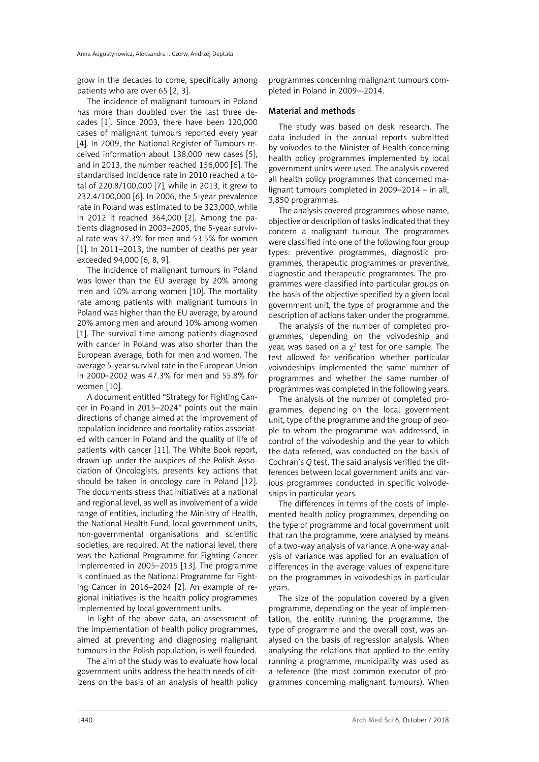grow in the decades to come, specifically among patients who are over 65 [2, 3].

The incidence of malignant tumours in Poland has more than doubled over the last three decades [1]. Since 2003, there have been 120,000 cases of malignant tumours reported every year [4]. In 2009, the National Register of Tumours received information about 138,000 new cases [5], and in 2013, the number reached 156,000 [6]. The standardised incidence rate in 2010 reached a total of 220.8/100,000 [7], while in 2013, it grew to 232.4/100,000 [6]. In 2006, the 5-year prevalence rate in Poland was estimated to be 323,000, while in 2012 it reached 364,000 [2]. Among the patients diagnosed in 2003–2005, the 5-year survival rate was 37.3% for men and 53.5% for women [1]. In 2011–2013, the number of deaths per year exceeded 94,000 [6, 8, 9].

The incidence of malignant tumours in Poland was lower than the EU average by 20% among men and 10% among women [10]. The mortality rate among patients with malignant tumours in Poland was higher than the EU average, by around 20% among men and around 10% among women [1]. The survival time among patients diagnosed with cancer in Poland was also shorter than the European average, both for men and women. The average 5-year survival rate in the European Union in 2000–2002 was 47.3% for men and 55.8% for women [10].

A document entitled "Strategy for Fighting Cancer in Poland in 2015–2024" points out the main directions of change aimed at the improvement of population incidence and mortality ratios associated with cancer in Poland and the quality of life of patients with cancer [11]. The White Book report, drawn up under the auspices of the Polish Association of Oncologists, presents key actions that should be taken in oncology care in Poland [12]. The documents stress that initiatives at a national and regional level, as well as involvement of a wide range of entities, including the Ministry of Health, the National Health Fund, local government units, non-governmental organisations and scientific societies, are required. At the national level, there was the National Programme for Fighting Cancer implemented in 2005–2015 [13]. The programme is continued as the National Programme for Fighting Cancer in 2016–2024 [2]. An example of regional initiatives is the health policy programmes implemented by local government units.

In light of the above data, an assessment of the implementation of health policy programmes, aimed at preventing and diagnosing malignant tumours in the Polish population, is well founded.

The aim of the study was to evaluate how local government units address the health needs of citizens on the basis of an analysis of health policy programmes concerning malignant tumours completed in Poland in 2009–-2014.

## Material and methods

The study was based on desk research. The data included in the annual reports submitted by voivodes to the Minister of Health concerning health policy programmes implemented by local government units were used. The analysis covered all health policy programmes that concerned malignant tumours completed in 2009–2014 – in all, 3,850 programmes.

The analysis covered programmes whose name, objective or description of tasks indicated that they concern a malignant tumour. The programmes were classified into one of the following four group types: preventive programmes, diagnostic programmes, therapeutic programmes or preventive, diagnostic and therapeutic programmes. The programmes were classified into particular groups on the basis of the objective specified by a given local government unit, the type of programme and the description of actions taken under the programme.

The analysis of the number of completed programmes, depending on the voivodeship and year, was based on a $\chi^2$ test for one sample. The test allowed for verification whether particular voivodeships implemented the same number of programmes and whether the same number of programmes was completed in the following years.

The analysis of the number of completed programmes, depending on the local government unit, type of the programme and the group of people to whom the programme was addressed, in control of the voivodeship and the year to which the data referred, was conducted on the basis of Cochran's *Q* test. The said analysis verified the differences between local government units and various programmes conducted in specific voivodeships in particular years.

The differences in terms of the costs of implemented health policy programmes, depending on the type of programme and local government unit that ran the programme, were analysed by means of a two-way analysis of variance. A one-way analysis of variance was applied for an evaluation of differences in the average values of expenditure on the programmes in voivodeships in particular years.

The size of the population covered by a given programme, depending on the year of implementation, the entity running the programme, the type of programme and the overall cost, was analysed on the basis of regression analysis. When analysing the relations that applied to the entity running a programme, municipality was used as a reference (the most common executor of programmes concerning malignant tumours). When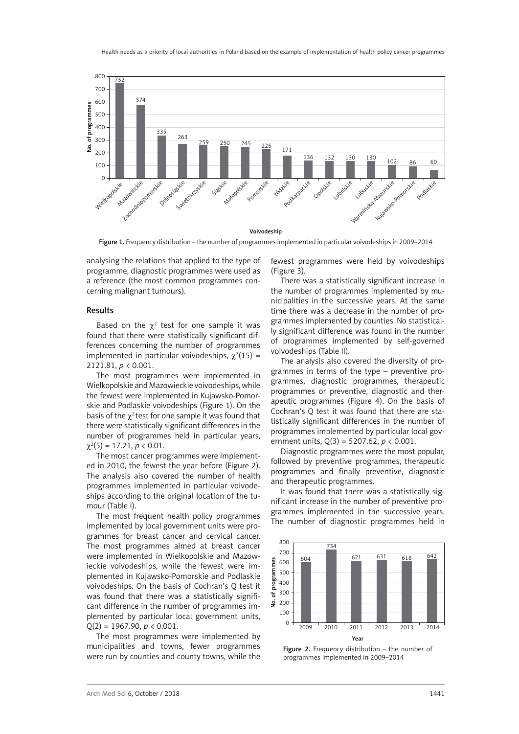Figure 1. Frequency distribution – the number of programmes implemented in particular voivodeships in 2009–2014

analysing the relations that applied to the type of programme, diagnostic programmes were used as a reference (the most common programmes concerning malignant tumours).

## Results

Based on the $\chi^2$ test for one sample it was found that there were statistically significant differences concerning the number of programmes implemented in particular voivodeships, $\chi^2(15) = 2121.81$, $p < 0.001$.

The most programmes were implemented in Wielkopolskie and Mazowieckie voivodeships, while the fewest were implemented in Kujawsko-Pomorskie and Podlaskie voivodeships (Figure 1). On the basis of the $\chi^2$ test for one sample it was found that there were statistically significant differences in the number of programmes held in particular years, $\chi^2(5) = 17.21$, $p < 0.01$.

The most cancer programmes were implemented in 2010, the fewest the year before (Figure 2). The analysis also covered the number of health programmes implemented in particular voivodeships according to the original location of the tumour (Table I).

The most frequent health policy programmes implemented by local government units were programmes for breast cancer and cervical cancer. The most programmes aimed at breast cancer were implemented in Wielkopolskie and Mazowieckie voivodeships, while the fewest were implemented in Kujawsko-Pomorskie and Podlaskie voivodeships. On the basis of Cochran's Q test it was found that there was a statistically significant difference in the number of programmes implemented by particular local government units, $Q(2) = 1967.90$, $p < 0.001$.

The most programmes were implemented by municipalities and towns, fewer programmes were run by counties and county towns, while the fewest programmes were held by voivodeships (Figure 3).

There was a statistically significant increase in the number of programmes implemented by municipalities in the successive years. At the same time there was a decrease in the number of programmes implemented by counties. No statistically significant difference was found in the number of programmes implemented by self-governed voivodeships (Table II).

The analysis also covered the diversity of programmes in terms of the type – preventive programmes, diagnostic programmes, therapeutic programmes or preventive, diagnostic and therapeutic programmes (Figure 4). On the basis of Cochran's Q test it was found that there are statistically significant differences in the number of programmes implemented by particular local government units, $Q(3) = 5207.62$, $p < 0.001$.

Diagnostic programmes were the most popular, followed by preventive programmes, therapeutic programmes and finally preventive, diagnostic and therapeutic programmes.

It was found that there was a statistically significant increase in the number of preventive programmes implemented in the successive years. The number of diagnostic programmes held in

Figure 2. Frequency distribution – the number of programmes implemented in 2009–2014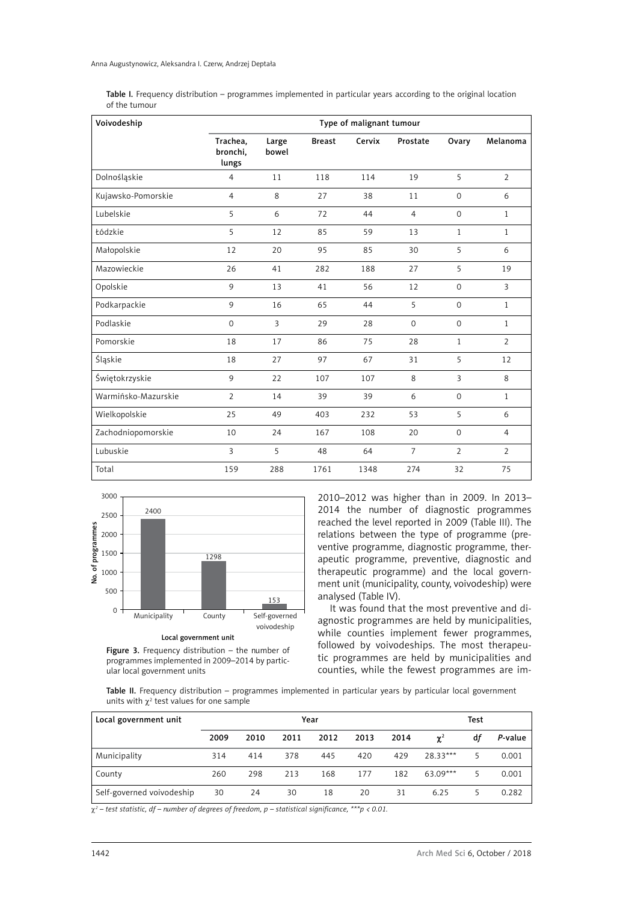Table I. Frequency distribution – programmes implemented in particular years according to the original location of the tumour

| Voivodeship | Type of malignant tumour | | | | | | |
|---|---|---|---|---|---|---|---|
| | Trachea, bronchi, lungs | Large bowel | Breast | Cervix | Prostate | Ovary | Melanoma |
| Dolnośląskie | 4 | 11 | 118 | 114 | 19 | 5 | 2 |
| Kujawsko-Pomorskie | 4 | 8 | 27 | 38 | 11 | 0 | 6 |
| Lubelskie | 5 | 6 | 72 | 44 | 4 | 0 | 1 |
| Łódzkie | 5 | 12 | 85 | 59 | 13 | 1 | 1 |
| Małopolskie | 12 | 20 | 95 | 85 | 30 | 5 | 6 |
| Mazowieckie | 26 | 41 | 282 | 188 | 27 | 5 | 19 |
| Opolskie | 9 | 13 | 41 | 56 | 12 | 0 | 3 |
| Podkarpackie | 9 | 16 | 65 | 44 | 5 | 0 | 1 |
| Podlaskie | 0 | 3 | 29 | 28 | 0 | 0 | 1 |
| Pomorskie | 18 | 17 | 86 | 75 | 28 | 1 | 2 |
| Śląskie | 18 | 27 | 97 | 67 | 31 | 5 | 12 |
| Świętokrzyskie | 9 | 22 | 107 | 107 | 8 | 3 | 8 |
| Warmińsko-Mazurskie | 2 | 14 | 39 | 39 | 6 | 0 | 1 |
| Wielkopolskie | 25 | 49 | 403 | 232 | 53 | 5 | 6 |
| Zachodniopomorskie | 10 | 24 | 167 | 108 | 20 | 0 | 4 |
| Lubuskie | 3 | 5 | 48 | 64 | 7 | 2 | 2 |
| Total | 159 | 288 | 1761 | 1348 | 274 | 32 | 75 |

Figure 3. Frequency distribution – the number of programmes implemented in 2009–2014 by particular local government units

2010–2012 was higher than in 2009. In 2013–2014 the number of diagnostic programmes reached the level reported in 2009 (Table III). The relations between the type of programme (preventive programme, diagnostic programme, therapeutic programme, preventive, diagnostic and therapeutic programme) and the local government unit (municipality, county, voivodeship) were analysed (Table IV).

It was found that the most preventive and diagnostic programmes are held by municipalities, while counties implement fewer programmes, followed by voivodeships. The most therapeutic programmes are held by municipalities and counties, while the fewest programmes are im-

Table II. Frequency distribution – programmes implemented in particular years by particular local government units with $\chi^2$ test values for one sample

| Local government unit | Year | | | | | | Test | | |
|---|---|---|---|---|---|---|---|---|---|
| | 2009 | 2010 | 2011 | 2012 | 2013 | 2014 | $\chi^2$ | *df* | *P*-value |
| Municipality | 314 | 414 | 378 | 445 | 420 | 429 | 28.33*** | 5 | 0.001 |
| County | 260 | 298 | 213 | 168 | 177 | 182 | 63.09*** | 5 | 0.001 |
| Self-governed voivodeship | 30 | 24 | 30 | 18 | 20 | 31 | 6.25 | 5 | 0.282 |

*$\chi^2$ – test statistic, df – number of degrees of freedom, p – statistical significance, ***$p < 0.01$.*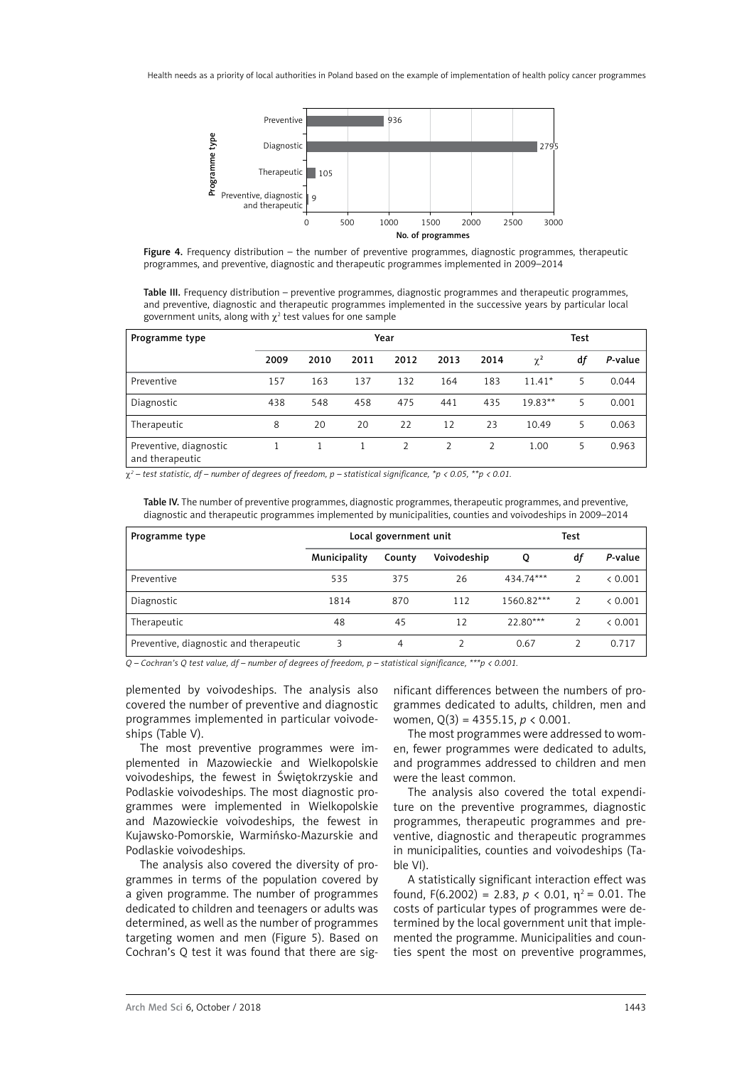Figure 4. Frequency distribution – the number of preventive programmes, diagnostic programmes, therapeutic programmes, and preventive, diagnostic and therapeutic programmes implemented in 2009–2014

Table III. Frequency distribution – preventive programmes, diagnostic programmes and therapeutic programmes, and preventive, diagnostic and therapeutic programmes implemented in the successive years by particular local government units, along with $\chi^2$ test values for one sample

| Programme type | Year | | | | | | Test | | |
|---|---|---|---|---|---|---|---|---|---|
| | 2009 | 2010 | 2011 | 2012 | 2013 | 2014 | $\chi^2$ | *df* | *P*-value |
| Preventive | 157 | 163 | 137 | 132 | 164 | 183 | 11.41* | 5 | 0.044 |
| Diagnostic | 438 | 548 | 458 | 475 | 441 | 435 | 19.83** | 5 | 0.001 |
| Therapeutic | 8 | 20 | 20 | 22 | 12 | 23 | 10.49 | 5 | 0.063 |
| Preventive, diagnostic and therapeutic | 1 | 1 | 1 | 2 | 2 | 2 | 1.00 | 5 | 0.963 |

*$\chi^2$ – test statistic, df – number of degrees of freedom, p – statistical significance, \*p < 0.05, \*\*p < 0.01.*

Table IV. The number of preventive programmes, diagnostic programmes, therapeutic programmes, and preventive, diagnostic and therapeutic programmes implemented by municipalities, counties and voivodeships in 2009–2014

| Programme type | Local government unit | | | Test | | |
|---|---|---|---|---|---|---|
| | Municipality | County | Voivodeship | Q | *df* | *P*-value |
| Preventive | 535 | 375 | 26 | 434.74*** | 2 | < 0.001 |
| Diagnostic | 1814 | 870 | 112 | 1560.82*** | 2 | < 0.001 |
| Therapeutic | 48 | 45 | 12 | 22.80*** | 2 | < 0.001 |
| Preventive, diagnostic and therapeutic | 3 | 4 | 2 | 0.67 | 2 | 0.717 |

*Q – Cochran's Q test value, df – number of degrees of freedom, p – statistical significance, \*\*\*p < 0.001.*

plemented by voivodeships. The analysis also covered the number of preventive and diagnostic programmes implemented in particular voivodeships (Table V).

The most preventive programmes were implemented in Mazowieckie and Wielkopolskie voivodeships, the fewest in Świętokrzyskie and Podlaskie voivodeships. The most diagnostic programmes were implemented in Wielkopolskie and Mazowieckie voivodeships, the fewest in Kujawsko-Pomorskie, Warmińsko-Mazurskie and Podlaskie voivodeships.

The analysis also covered the diversity of programmes in terms of the population covered by a given programme. The number of programmes dedicated to children and teenagers or adults was determined, as well as the number of programmes targeting women and men (Figure 5). Based on Cochran's Q test it was found that there are significant differences between the numbers of programmes dedicated to adults, children, men and women, $Q(3) = 4355.15$, $p < 0.001$.

The most programmes were addressed to women, fewer programmes were dedicated to adults, and programmes addressed to children and men were the least common.

The analysis also covered the total expenditure on the preventive programmes, diagnostic programmes, therapeutic programmes and preventive, diagnostic and therapeutic programmes in municipalities, counties and voivodeships (Table VI).

A statistically significant interaction effect was found, $F(6.2002) = 2.83$, $p < 0.01$, $\eta^2 = 0.01$. The costs of particular types of programmes were determined by the local government unit that implemented the programme. Municipalities and counties spent the most on preventive programmes,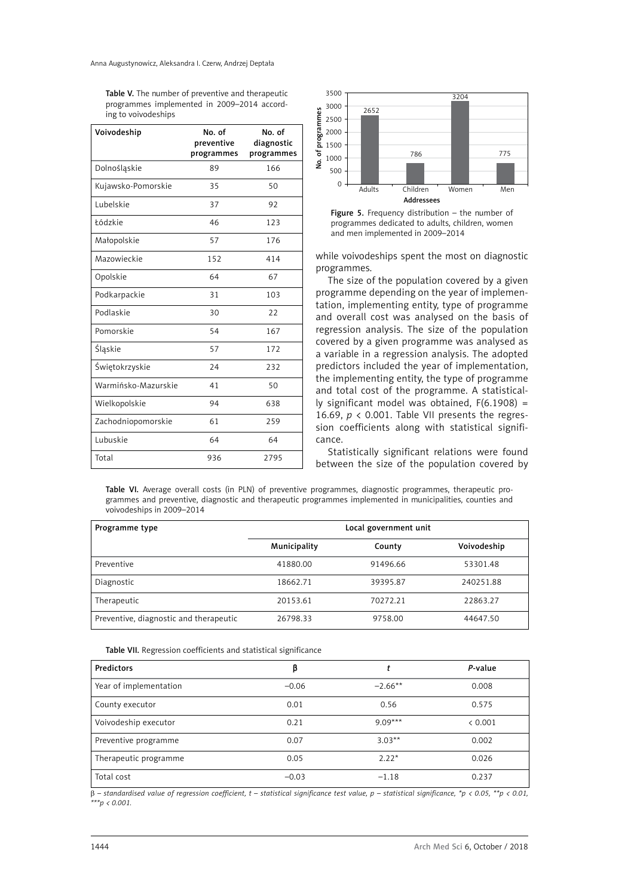Table V. The number of preventive and therapeutic programmes implemented in 2009–2014 according to voivodeships

| Voivodeship | No. of preventive programmes | No. of diagnostic programmes |
|---|---|---|
| Dolnośląskie | 89 | 166 |
| Kujawsko-Pomorskie | 35 | 50 |
| Lubelskie | 37 | 92 |
| Łódzkie | 46 | 123 |
| Małopolskie | 57 | 176 |
| Mazowieckie | 152 | 414 |
| Opolskie | 64 | 67 |
| Podkarpackie | 31 | 103 |
| Podlaskie | 30 | 22 |
| Pomorskie | 54 | 167 |
| Śląskie | 57 | 172 |
| Świętokrzyskie | 24 | 232 |
| Warmińsko-Mazurskie | 41 | 50 |
| Wielkopolskie | 94 | 638 |
| Zachodniopomorskie | 61 | 259 |
| Lubuskie | 64 | 64 |
| Total | 936 | 2795 |

**Figure 5.** Frequency distribution – the number of programmes dedicated to adults, children, women and men implemented in 2009–2014

while voivodeships spent the most on diagnostic programmes.

The size of the population covered by a given programme depending on the year of implementation, implementing entity, type of programme and overall cost was analysed on the basis of regression analysis. The size of the population covered by a given programme was analysed as a variable in a regression analysis. The adopted predictors included the year of implementation, the implementing entity, the type of programme and total cost of the programme. A statistically significant model was obtained, $F(6.1908) = 16.69$, $p < 0.001$. Table VII presents the regression coefficients along with statistical significance.

Statistically significant relations were found between the size of the population covered by

Table VI. Average overall costs (in PLN) of preventive programmes, diagnostic programmes, therapeutic programmes and preventive, diagnostic and therapeutic programmes implemented in municipalities, counties and voivodeships in 2009–2014

| Programme type | Local government unit | | |
|---|---|---|---|
| | Municipality | County | Voivodeship |
| Preventive | 41880.00 | 91496.66 | 53301.48 |
| Diagnostic | 18662.71 | 39395.87 | 240251.88 |
| Therapeutic | 20153.61 | 70272.21 | 22863.27 |
| Preventive, diagnostic and therapeutic | 26798.33 | 9758.00 | 44647.50 |

Table VII. Regression coefficients and statistical significance

| Predictors | β | *t* | *P*-value |
|---|---|---|---|
| Year of implementation | –0.06 | –2.66** | 0.008 |
| County executor | 0.01 | 0.56 | 0.575 |
| Voivodeship executor | 0.21 | 9.09*** | < 0.001 |
| Preventive programme | 0.07 | 3.03** | 0.002 |
| Therapeutic programme | 0.05 | 2.22* | 0.026 |
| Total cost | –0.03 | –1.18 | 0.237 |

*β – standardised value of regression coefficient, t – statistical significance test value, p – statistical significance, \*p < 0.05, \*\*p < 0.01, \*\*\*p < 0.001.*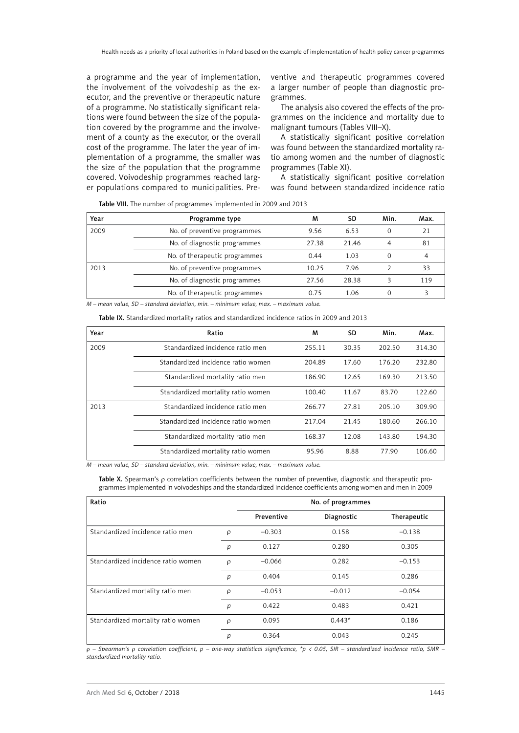a programme and the year of implementation, the involvement of the voivodeship as the executor, and the preventive or therapeutic nature of a programme. No statistically significant relations were found between the size of the population covered by the programme and the involvement of a county as the executor, or the overall cost of the programme. The later the year of implementation of a programme, the smaller was the size of the population that the programme covered. Voivodeship programmes reached larger populations compared to municipalities. Preventive and therapeutic programmes covered a larger number of people than diagnostic programmes.

The analysis also covered the effects of the programmes on the incidence and mortality due to malignant tumours (Tables VIII–X).

A statistically significant positive correlation was found between the standardized mortality ratio among women and the number of diagnostic programmes (Table XI).

A statistically significant positive correlation was found between standardized incidence ratio

**Table VIII.** The number of programmes implemented in 2009 and 2013

| Year | Programme type | M | SD | Min. | Max. |
|---|---|---|---|---|---|
| 2009 | No. of preventive programmes | 9.56 | 6.53 | 0 | 21 |
| | No. of diagnostic programmes | 27.38 | 21.46 | 4 | 81 |
| | No. of therapeutic programmes | 0.44 | 1.03 | 0 | 4 |
| 2013 | No. of preventive programmes | 10.25 | 7.96 | 2 | 33 |
| | No. of diagnostic programmes | 27.56 | 28.38 | 3 | 119 |
| | No. of therapeutic programmes | 0.75 | 1.06 | 0 | 3 |

*M – mean value, SD – standard deviation, min. – minimum value, max. – maximum value.*

**Table IX.** Standardized mortality ratios and standardized incidence ratios in 2009 and 2013

| Year | Ratio | M | SD | Min. | Max. |
|---|---|---|---|---|---|
| 2009 | Standardized incidence ratio men | 255.11 | 30.35 | 202.50 | 314.30 |
| | Standardized incidence ratio women | 204.89 | 17.60 | 176.20 | 232.80 |
| | Standardized mortality ratio men | 186.90 | 12.65 | 169.30 | 213.50 |
| | Standardized mortality ratio women | 100.40 | 11.67 | 83.70 | 122.60 |
| 2013 | Standardized incidence ratio men | 266.77 | 27.81 | 205.10 | 309.90 |
| | Standardized incidence ratio women | 217.04 | 21.45 | 180.60 | 266.10 |
| | Standardized mortality ratio men | 168.37 | 12.08 | 143.80 | 194.30 |
| | Standardized mortality ratio women | 95.96 | 8.88 | 77.90 | 106.60 |

*M – mean value, SD – standard deviation, min. – minimum value, max. – maximum value.*

**Table X.** Spearman's ρ correlation coefficients between the number of preventive, diagnostic and therapeutic programmes implemented in voivodeships and the standardized incidence coefficients among women and men in 2009

| Ratio | | No. of programmes | | |
|---|---|---|---|---|
| | | Preventive | Diagnostic | Therapeutic |
| Standardized incidence ratio men | ρ | –0.303 | 0.158 | –0.138 |
| | *p* | 0.127 | 0.280 | 0.305 |
| Standardized incidence ratio women | ρ | –0.066 | 0.282 | –0.153 |
| | *p* | 0.404 | 0.145 | 0.286 |
| Standardized mortality ratio men | ρ | –0.053 | –0.012 | –0.054 |
| | *p* | 0.422 | 0.483 | 0.421 |
| Standardized mortality ratio women | ρ | 0.095 | 0.443* | 0.186 |
| | *p* | 0.364 | 0.043 | 0.245 |

*ρ – Spearman's ρ correlation coefficient, p – one-way statistical significance, \*p < 0.05, SIR – standardized incidence ratio, SMR – standardized mortality ratio.*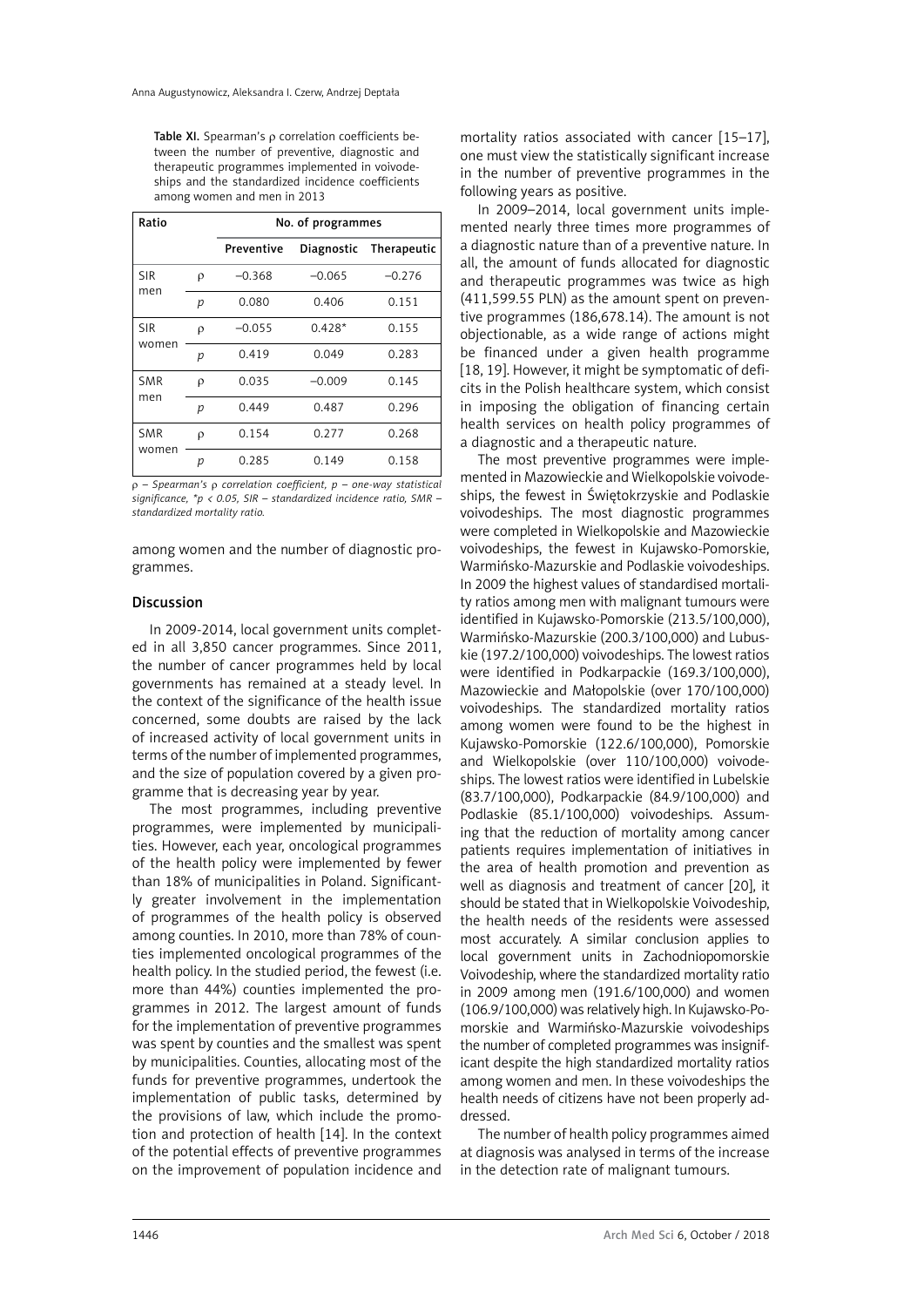**Table XI.** Spearman's ρ correlation coefficients between the number of preventive, diagnostic and therapeutic programmes implemented in voivodeships and the standardized incidence coefficients among women and men in 2013

| Ratio | | No. of programmes | | |
|---|---|---|---|---|
| | | Preventive | Diagnostic | Therapeutic |
| SIR men | ρ | –0.368 | –0.065 | –0.276 |
| | *p* | 0.080 | 0.406 | 0.151 |
| SIR women | ρ | –0.055 | 0.428* | 0.155 |
| | *p* | 0.419 | 0.049 | 0.283 |
| SMR men | ρ | 0.035 | –0.009 | 0.145 |
| | *p* | 0.449 | 0.487 | 0.296 |
| SMR women | ρ | 0.154 | 0.277 | 0.268 |
| | *p* | 0.285 | 0.149 | 0.158 |

*ρ – Spearman's ρ correlation coefficient, p – one-way statistical significance, *p < 0.05, SIR – standardized incidence ratio, SMR – standardized mortality ratio.*

among women and the number of diagnostic programmes.

## Discussion

In 2009-2014, local government units completed in all 3,850 cancer programmes. Since 2011, the number of cancer programmes held by local governments has remained at a steady level. In the context of the significance of the health issue concerned, some doubts are raised by the lack of increased activity of local government units in terms of the number of implemented programmes, and the size of population covered by a given programme that is decreasing year by year.

The most programmes, including preventive programmes, were implemented by municipalities. However, each year, oncological programmes of the health policy were implemented by fewer than 18% of municipalities in Poland. Significantly greater involvement in the implementation of programmes of the health policy is observed among counties. In 2010, more than 78% of counties implemented oncological programmes of the health policy. In the studied period, the fewest (i.e. more than 44%) counties implemented the programmes in 2012. The largest amount of funds for the implementation of preventive programmes was spent by counties and the smallest was spent by municipalities. Counties, allocating most of the funds for preventive programmes, undertook the implementation of public tasks, determined by the provisions of law, which include the promotion and protection of health [14]. In the context of the potential effects of preventive programmes on the improvement of population incidence and mortality ratios associated with cancer [15–17], one must view the statistically significant increase in the number of preventive programmes in the following years as positive.

In 2009–2014, local government units implemented nearly three times more programmes of a diagnostic nature than of a preventive nature. In all, the amount of funds allocated for diagnostic and therapeutic programmes was twice as high (411,599.55 PLN) as the amount spent on preventive programmes (186,678.14). The amount is not objectionable, as a wide range of actions might be financed under a given health programme [18, 19]. However, it might be symptomatic of deficits in the Polish healthcare system, which consist in imposing the obligation of financing certain health services on health policy programmes of a diagnostic and a therapeutic nature.

The most preventive programmes were implemented in Mazowieckie and Wielkopolskie voivodeships, the fewest in Świętokrzyskie and Podlaskie voivodeships. The most diagnostic programmes were completed in Wielkopolskie and Mazowieckie voivodeships, the fewest in Kujawsko-Pomorskie, Warmińsko-Mazurskie and Podlaskie voivodeships. In 2009 the highest values of standardised mortality ratios among men with malignant tumours were identified in Kujawsko-Pomorskie (213.5/100,000), Warmińsko-Mazurskie (200.3/100,000) and Lubuskie (197.2/100,000) voivodeships. The lowest ratios were identified in Podkarpackie (169.3/100,000), Mazowieckie and Małopolskie (over 170/100,000) voivodeships. The standardized mortality ratios among women were found to be the highest in Kujawsko-Pomorskie (122.6/100,000), Pomorskie and Wielkopolskie (over 110/100,000) voivodeships. The lowest ratios were identified in Lubelskie (83.7/100,000), Podkarpackie (84.9/100,000) and Podlaskie (85.1/100,000) voivodeships. Assuming that the reduction of mortality among cancer patients requires implementation of initiatives in the area of health promotion and prevention as well as diagnosis and treatment of cancer [20], it should be stated that in Wielkopolskie Voivodeship, the health needs of the residents were assessed most accurately. A similar conclusion applies to local government units in Zachodniopomorskie Voivodeship, where the standardized mortality ratio in 2009 among men (191.6/100,000) and women (106.9/100,000) was relatively high. In Kujawsko-Pomorskie and Warmińsko-Mazurskie voivodeships the number of completed programmes was insignificant despite the high standardized mortality ratios among women and men. In these voivodeships the health needs of citizens have not been properly addressed.

The number of health policy programmes aimed at diagnosis was analysed in terms of the increase in the detection rate of malignant tumours.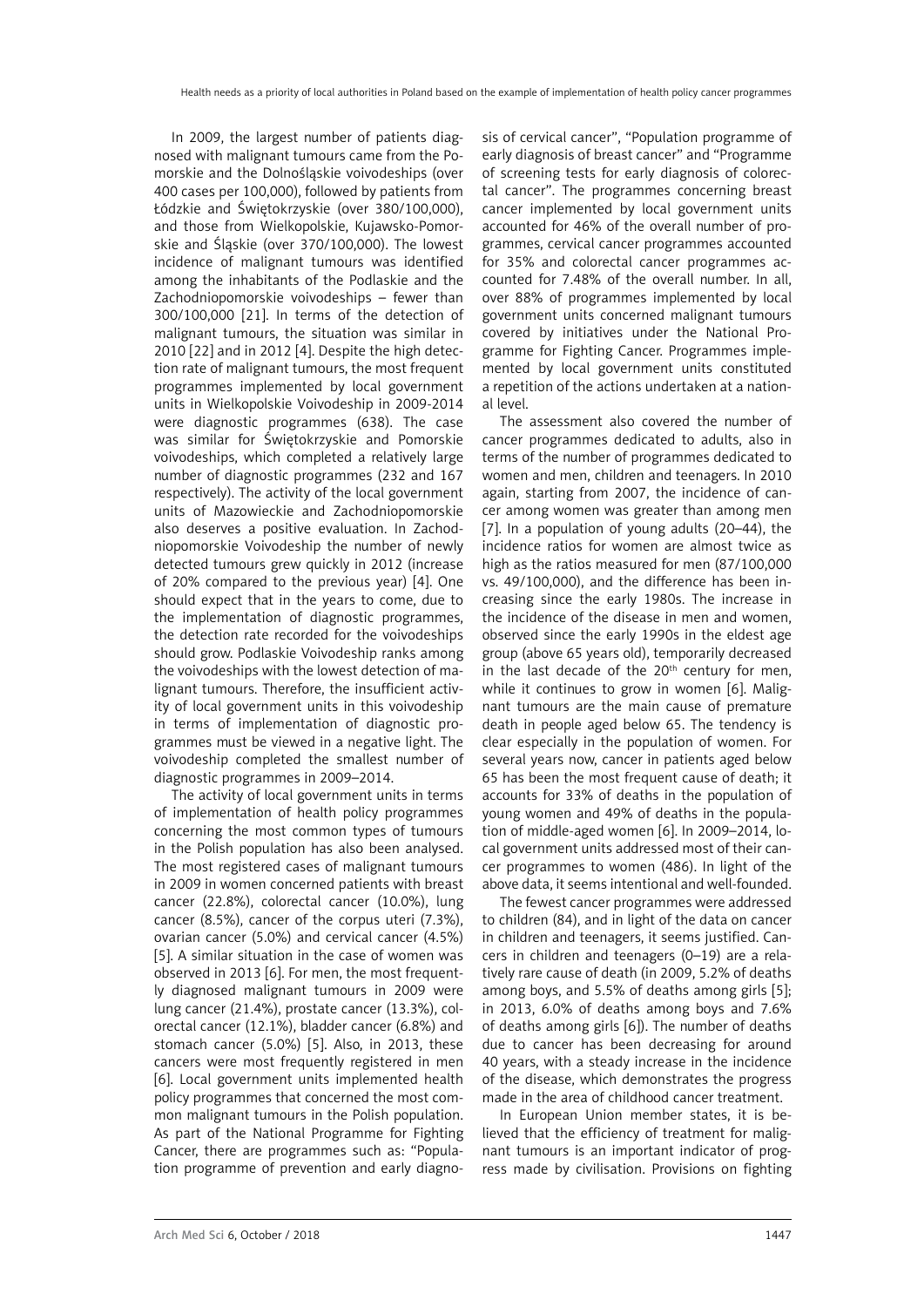In 2009, the largest number of patients diagnosed with malignant tumours came from the Pomorskie and the Dolnośląskie voivodeships (over 400 cases per 100,000), followed by patients from Łódzkie and Świętokrzyskie (over 380/100,000), and those from Wielkopolskie, Kujawsko-Pomorskie and Śląskie (over 370/100,000). The lowest incidence of malignant tumours was identified among the inhabitants of the Podlaskie and the Zachodniopomorskie voivodeships – fewer than 300/100,000 [21]. In terms of the detection of malignant tumours, the situation was similar in 2010 [22] and in 2012 [4]. Despite the high detection rate of malignant tumours, the most frequent programmes implemented by local government units in Wielkopolskie Voivodeship in 2009-2014 were diagnostic programmes (638). The case was similar for Świętokrzyskie and Pomorskie voivodeships, which completed a relatively large number of diagnostic programmes (232 and 167 respectively). The activity of the local government units of Mazowieckie and Zachodniopomorskie also deserves a positive evaluation. In Zachodniopomorskie Voivodeship the number of newly detected tumours grew quickly in 2012 (increase of 20% compared to the previous year) [4]. One should expect that in the years to come, due to the implementation of diagnostic programmes, the detection rate recorded for the voivodeships should grow. Podlaskie Voivodeship ranks among the voivodeships with the lowest detection of malignant tumours. Therefore, the insufficient activity of local government units in this voivodeship in terms of implementation of diagnostic programmes must be viewed in a negative light. The voivodeship completed the smallest number of diagnostic programmes in 2009–2014.

The activity of local government units in terms of implementation of health policy programmes concerning the most common types of tumours in the Polish population has also been analysed. The most registered cases of malignant tumours in 2009 in women concerned patients with breast cancer (22.8%), colorectal cancer (10.0%), lung cancer (8.5%), cancer of the corpus uteri (7.3%), ovarian cancer (5.0%) and cervical cancer (4.5%) [5]. A similar situation in the case of women was observed in 2013 [6]. For men, the most frequently diagnosed malignant tumours in 2009 were lung cancer (21.4%), prostate cancer (13.3%), colorectal cancer (12.1%), bladder cancer (6.8%) and stomach cancer (5.0%) [5]. Also, in 2013, these cancers were most frequently registered in men [6]. Local government units implemented health policy programmes that concerned the most common malignant tumours in the Polish population. As part of the National Programme for Fighting Cancer, there are programmes such as: "Population programme of prevention and early diagnosis of cervical cancer", "Population programme of early diagnosis of breast cancer" and "Programme of screening tests for early diagnosis of colorectal cancer". The programmes concerning breast cancer implemented by local government units accounted for 46% of the overall number of programmes, cervical cancer programmes accounted for 35% and colorectal cancer programmes accounted for 7.48% of the overall number. In all, over 88% of programmes implemented by local government units concerned malignant tumours covered by initiatives under the National Programme for Fighting Cancer. Programmes implemented by local government units constituted a repetition of the actions undertaken at a national level.

The assessment also covered the number of cancer programmes dedicated to adults, also in terms of the number of programmes dedicated to women and men, children and teenagers. In 2010 again, starting from 2007, the incidence of cancer among women was greater than among men [7]. In a population of young adults (20–44), the incidence ratios for women are almost twice as high as the ratios measured for men (87/100,000 vs. 49/100,000), and the difference has been increasing since the early 1980s. The increase in the incidence of the disease in men and women, observed since the early 1990s in the eldest age group (above 65 years old), temporarily decreased in the last decade of the 20th century for men, while it continues to grow in women [6]. Malignant tumours are the main cause of premature death in people aged below 65. The tendency is clear especially in the population of women. For several years now, cancer in patients aged below 65 has been the most frequent cause of death; it accounts for 33% of deaths in the population of young women and 49% of deaths in the population of middle-aged women [6]. In 2009–2014, local government units addressed most of their cancer programmes to women (486). In light of the above data, it seems intentional and well-founded.

The fewest cancer programmes were addressed to children (84), and in light of the data on cancer in children and teenagers, it seems justified. Cancers in children and teenagers (0–19) are a relatively rare cause of death (in 2009, 5.2% of deaths among boys, and 5.5% of deaths among girls [5]; in 2013, 6.0% of deaths among boys and 7.6% of deaths among girls [6]). The number of deaths due to cancer has been decreasing for around 40 years, with a steady increase in the incidence of the disease, which demonstrates the progress made in the area of childhood cancer treatment.

In European Union member states, it is believed that the efficiency of treatment for malignant tumours is an important indicator of progress made by civilisation. Provisions on fighting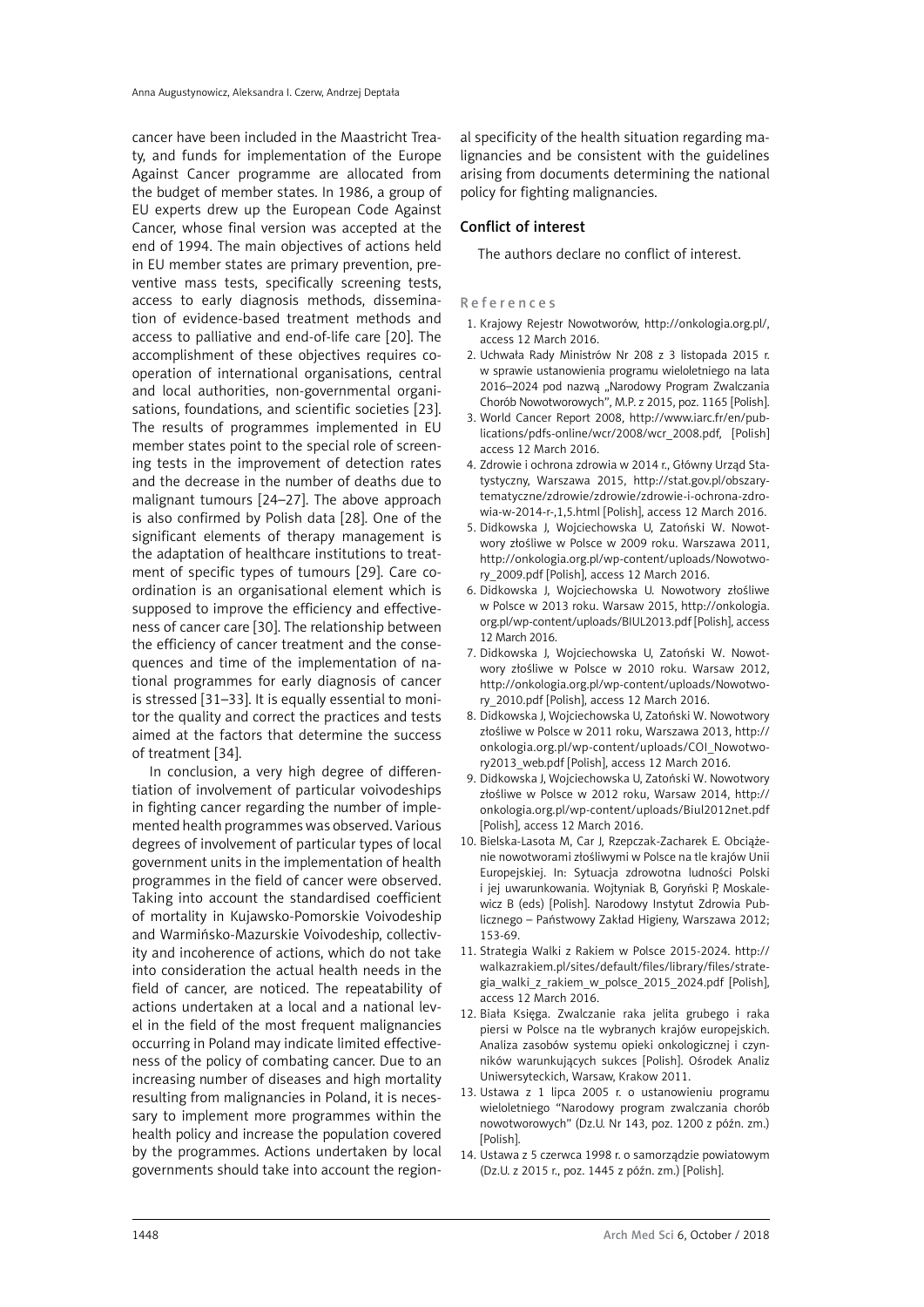cancer have been included in the Maastricht Treaty, and funds for implementation of the Europe Against Cancer programme are allocated from the budget of member states. In 1986, a group of EU experts drew up the European Code Against Cancer, whose final version was accepted at the end of 1994. The main objectives of actions held in EU member states are primary prevention, preventive mass tests, specifically screening tests, access to early diagnosis methods, dissemination of evidence-based treatment methods and access to palliative and end-of-life care [20]. The accomplishment of these objectives requires cooperation of international organisations, central and local authorities, non-governmental organisations, foundations, and scientific societies [23]. The results of programmes implemented in EU member states point to the special role of screening tests in the improvement of detection rates and the decrease in the number of deaths due to malignant tumours [24–27]. The above approach is also confirmed by Polish data [28]. One of the significant elements of therapy management is the adaptation of healthcare institutions to treatment of specific types of tumours [29]. Care coordination is an organisational element which is supposed to improve the efficiency and effectiveness of cancer care [30]. The relationship between the efficiency of cancer treatment and the consequences and time of the implementation of national programmes for early diagnosis of cancer is stressed [31–33]. It is equally essential to monitor the quality and correct the practices and tests aimed at the factors that determine the success of treatment [34].

In conclusion, a very high degree of differentiation of involvement of particular voivodeships in fighting cancer regarding the number of implemented health programmes was observed. Various degrees of involvement of particular types of local government units in the implementation of health programmes in the field of cancer were observed. Taking into account the standardised coefficient of mortality in Kujawsko-Pomorskie Voivodeship and Warmińsko-Mazurskie Voivodeship, collectivity and incoherence of actions, which do not take into consideration the actual health needs in the field of cancer, are noticed. The repeatability of actions undertaken at a local and a national level in the field of the most frequent malignancies occurring in Poland may indicate limited effectiveness of the policy of combating cancer. Due to an increasing number of diseases and high mortality resulting from malignancies in Poland, it is necessary to implement more programmes within the health policy and increase the population covered by the programmes. Actions undertaken by local governments should take into account the regional specificity of the health situation regarding malignancies and be consistent with the guidelines arising from documents determining the national policy for fighting malignancies.

## Conflict of interest

The authors declare no conflict of interest.

## References

1. Krajowy Rejestr Nowotworów, http://onkologia.org.pl/, access 12 March 2016.
2. Uchwała Rady Ministrów Nr 208 z 3 listopada 2015 r. w sprawie ustanowienia programu wieloletniego na lata 2016–2024 pod nazwą „Narodowy Program Zwalczania Chorób Nowotworowych", M.P. z 2015, poz. 1165 [Polish].
3. World Cancer Report 2008, http://www.iarc.fr/en/publications/pdfs-online/wcr/2008/wcr_2008.pdf, [Polish] access 12 March 2016.
4. Zdrowie i ochrona zdrowia w 2014 r., Główny Urząd Statystyczny, Warszawa 2015, http://stat.gov.pl/obszary-tematyczne/zdrowie/zdrowie/zdrowie-i-ochrona-zdrowia-w-2014-r-,1,5.html [Polish], access 12 March 2016.
5. Didkowska J, Wojciechowska U, Zatoński W. Nowotwory złośliwe w Polsce w 2009 roku. Warszawa 2011, http://onkologia.org.pl/wp-content/uploads/Nowotwory_2009.pdf [Polish], access 12 March 2016.
6. Didkowska J, Wojciechowska U. Nowotwory złośliwe w Polsce w 2013 roku. Warsaw 2015, http://onkologia.org.pl/wp-content/uploads/BIUL2013.pdf [Polish], access 12 March 2016.
7. Didkowska J, Wojciechowska U, Zatoński W. Nowotwory złośliwe w Polsce w 2010 roku. Warsaw 2012, http://onkologia.org.pl/wp-content/uploads/Nowotwory_2010.pdf [Polish], access 12 March 2016.
8. Didkowska J, Wojciechowska U, Zatoński W. Nowotwory złośliwe w Polsce w 2011 roku, Warszawa 2013, http://onkologia.org.pl/wp-content/uploads/COI_Nowotwory2013_web.pdf [Polish], access 12 March 2016.
9. Didkowska J, Wojciechowska U, Zatoński W. Nowotwory złośliwe w Polsce w 2012 roku, Warsaw 2014, http://onkologia.org.pl/wp-content/uploads/Biul2012net.pdf [Polish], access 12 March 2016.
10. Bielska-Lasota M, Car J, Rzepczak-Zacharek E. Obciążenie nowotworami złośliwymi w Polsce na tle krajów Unii Europejskiej. In: Sytuacja zdrowotna ludności Polski i jej uwarunkowania. Wojtyniak B, Goryński P, Moskalewicz B (eds) [Polish]. Narodowy Instytut Zdrowia Publicznego – Państwowy Zakład Higieny, Warszawa 2012; 153-69.
11. Strategia Walki z Rakiem w Polsce 2015-2024. http://walkazrakiem.pl/sites/default/files/library/files/strategia_walki_z_rakiem_w_polsce_2015_2024.pdf [Polish], access 12 March 2016.
12. Biała Księga. Zwalczanie raka jelita grubego i raka piersi w Polsce na tle wybranych krajów europejskich. Analiza zasobów systemu opieki onkologicznej i czynników warunkujących sukces [Polish]. Ośrodek Analiz Uniwersyteckich, Warsaw, Krakow 2011.
13. Ustawa z 1 lipca 2005 r. o ustanowieniu programu wieloletniego "Narodowy program zwalczania chorób nowotworowych" (Dz.U. Nr 143, poz. 1200 z późn. zm.) [Polish].
14. Ustawa z 5 czerwca 1998 r. o samorządzie powiatowym (Dz.U. z 2015 r., poz. 1445 z późn. zm.) [Polish].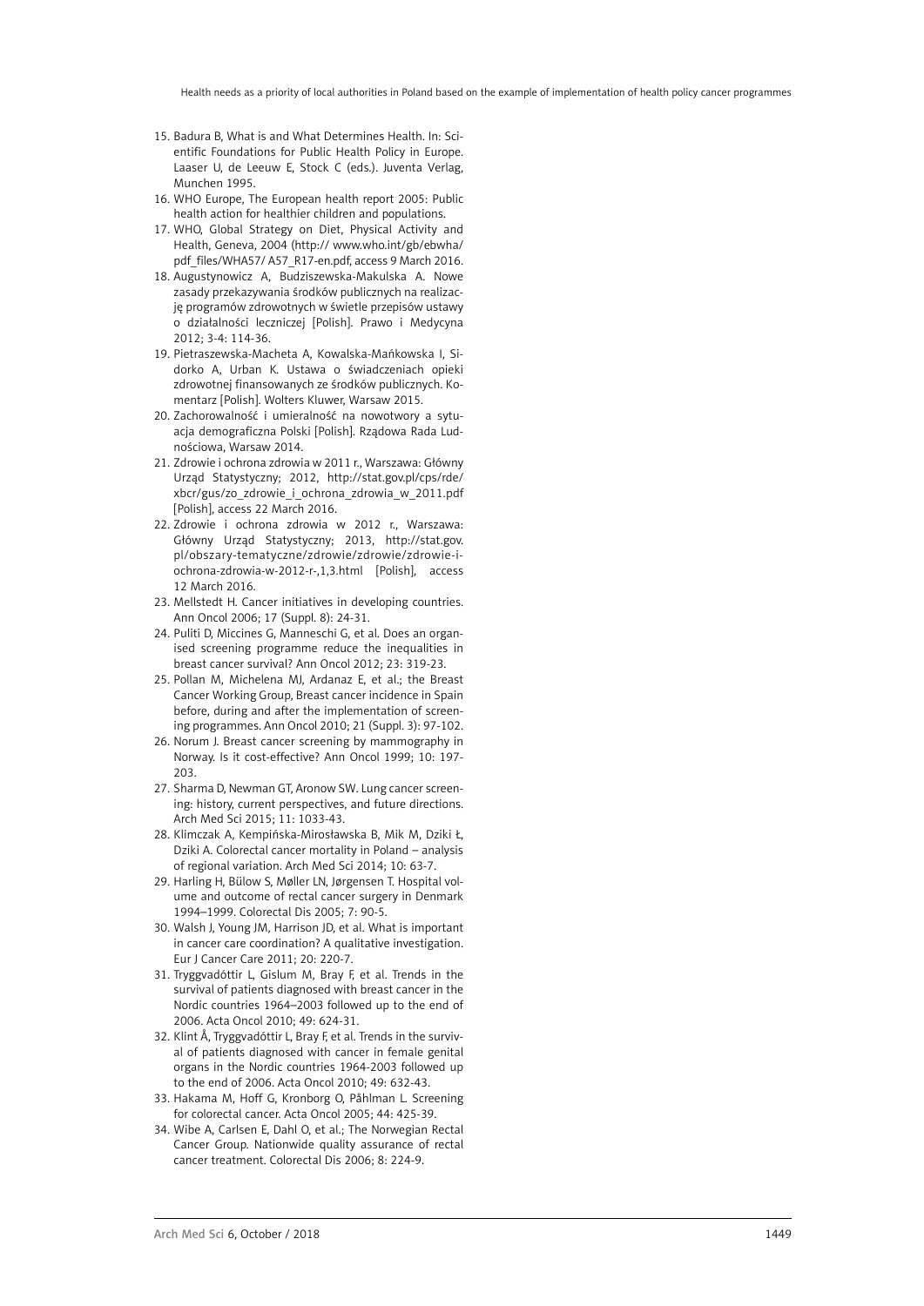15. Badura B, What is and What Determines Health. In: Scientific Foundations for Public Health Policy in Europe. Laaser U, de Leeuw E, Stock C (eds.). Juventa Verlag, Munchen 1995.
16. WHO Europe, The European health report 2005: Public health action for healthier children and populations.
17. WHO, Global Strategy on Diet, Physical Activity and Health, Geneva, 2004 (http:// www.who.int/gb/ebwha/pdf_files/WHA57/ A57_R17-en.pdf, access 9 March 2016.
18. Augustynowicz A, Budziszewska-Makulska A. Nowe zasady przekazywania środków publicznych na realizację programów zdrowotnych w świetle przepisów ustawy o działalności leczniczej [Polish]. Prawo i Medycyna 2012; 3-4: 114-36.
19. Pietraszewska-Macheta A, Kowalska-Mańkowska I, Sidorko A, Urban K. Ustawa o świadczeniach opieki zdrowotnej finansowanych ze środków publicznych. Komentarz [Polish]. Wolters Kluwer, Warsaw 2015.
20. Zachorowalność i umieralność na nowotwory a sytuacja demograficzna Polski [Polish]. Rządowa Rada Ludnościowa, Warsaw 2014.
21. Zdrowie i ochrona zdrowia w 2011 r., Warszawa: Główny Urząd Statystyczny; 2012, http://stat.gov.pl/cps/rde/xbcr/gus/zo_zdrowie_i_ochrona_zdrowia_w_2011.pdf [Polish], access 22 March 2016.
22. Zdrowie i ochrona zdrowia w 2012 r., Warszawa: Główny Urząd Statystyczny; 2013, http://stat.gov.pl/obszary-tematyczne/zdrowie/zdrowie/zdrowie-i-ochrona-zdrowia-w-2012-r-,1,3.html [Polish], access 12 March 2016.
23. Mellstedt H. Cancer initiatives in developing countries. Ann Oncol 2006; 17 (Suppl. 8): 24-31.
24. Puliti D, Miccines G, Manneschi G, et al. Does an organised screening programme reduce the inequalities in breast cancer survival? Ann Oncol 2012; 23: 319-23.
25. Pollan M, Michelena MJ, Ardanaz E, et al.; the Breast Cancer Working Group, Breast cancer incidence in Spain before, during and after the implementation of screening programmes. Ann Oncol 2010; 21 (Suppl. 3): 97-102.
26. Norum J. Breast cancer screening by mammography in Norway. Is it cost-effective? Ann Oncol 1999; 10: 197-203.
27. Sharma D, Newman GT, Aronow SW. Lung cancer screening: history, current perspectives, and future directions. Arch Med Sci 2015; 11: 1033-43.
28. Klimczak A, Kempińska-Mirosławska B, Mik M, Dziki Ł, Dziki A. Colorectal cancer mortality in Poland – analysis of regional variation. Arch Med Sci 2014; 10: 63-7.
29. Harling H, Bülow S, Møller LN, Jørgensen T. Hospital volume and outcome of rectal cancer surgery in Denmark 1994–1999. Colorectal Dis 2005; 7: 90-5.
30. Walsh J, Young JM, Harrison JD, et al. What is important in cancer care coordination? A qualitative investigation. Eur J Cancer Care 2011; 20: 220-7.
31. Tryggvadóttir L, Gislum M, Bray F, et al. Trends in the survival of patients diagnosed with breast cancer in the Nordic countries 1964–2003 followed up to the end of 2006. Acta Oncol 2010; 49: 624-31.
32. Klint Å, Tryggvadóttir L, Bray F, et al. Trends in the survival of patients diagnosed with cancer in female genital organs in the Nordic countries 1964-2003 followed up to the end of 2006. Acta Oncol 2010; 49: 632-43.
33. Hakama M, Hoff G, Kronborg O, Påhlman L. Screening for colorectal cancer. Acta Oncol 2005; 44: 425-39.
34. Wibe A, Carlsen E, Dahl O, et al.; The Norwegian Rectal Cancer Group. Nationwide quality assurance of rectal cancer treatment. Colorectal Dis 2006; 8: 224-9.